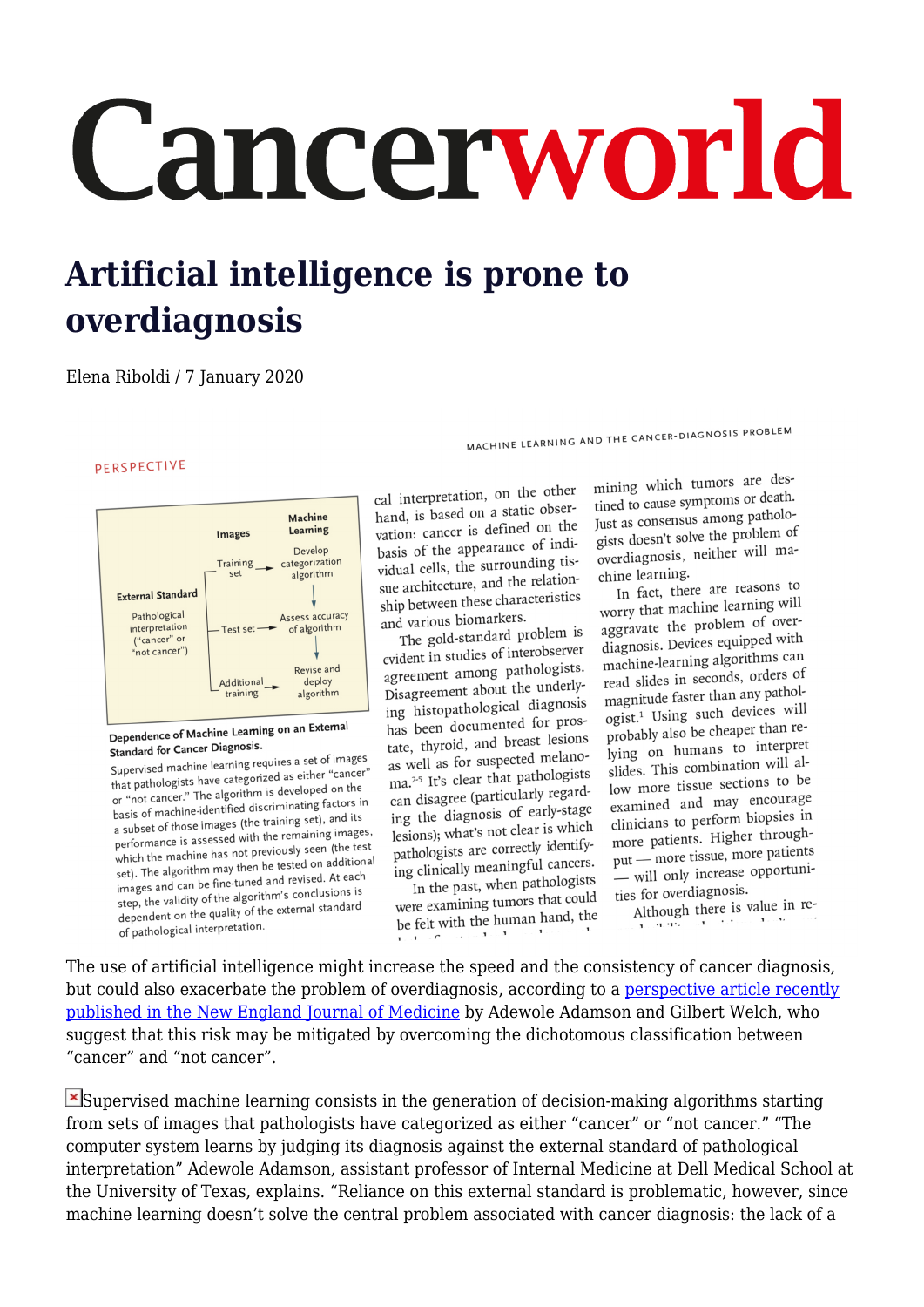# Artificial intelligence is prone to overdiagnosis

Elena Riboldi / 7 January 2020

The use of artificial intelligence might increase the speed and the consistency of cancer diagnosis, but could also exacerbate the problem of overdiagnosis, according to a [perspective article recently published in the New England Journal of Medicine](#) by Adewole Adamson and Gilbert Welch, who suggest that this risk may be mitigated by overcoming the dichotomous classification between "cancer" and "not cancer".

Supervised machine learning consists in the generation of decision-making algorithms starting from sets of images that pathologists have categorized as either "cancer" or "not cancer." "The computer system learns by judging its diagnosis against the external standard of pathological interpretation" Adewole Adamson, assistant professor of Internal Medicine at Dell Medical School at the University of Texas, explains. "Reliance on this external standard is problematic, however, since machine learning doesn't solve the central problem associated with cancer diagnosis: the lack of a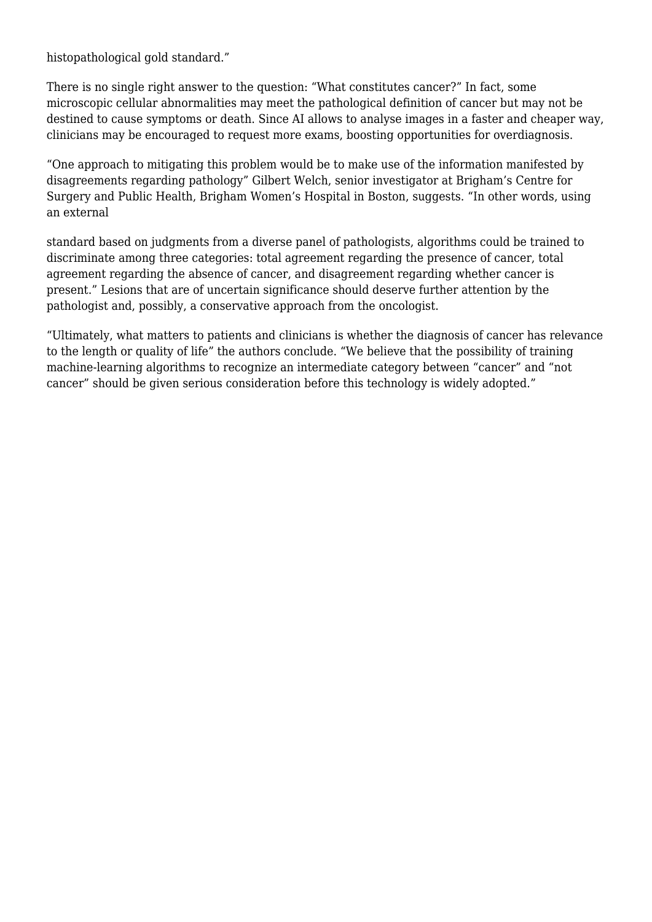histopathological gold standard."

There is no single right answer to the question: "What constitutes cancer?" In fact, some microscopic cellular abnormalities may meet the pathological definition of cancer but may not be destined to cause symptoms or death. Since AI allows to analyse images in a faster and cheaper way, clinicians may be encouraged to request more exams, boosting opportunities for overdiagnosis.

"One approach to mitigating this problem would be to make use of the information manifested by disagreements regarding pathology" Gilbert Welch, senior investigator at Brigham's Centre for Surgery and Public Health, Brigham Women's Hospital in Boston, suggests. "In other words, using an external standard based on judgments from a diverse panel of pathologists, algorithms could be trained to discriminate among three categories: total agreement regarding the presence of cancer, total agreement regarding the absence of cancer, and disagreement regarding whether cancer is present." Lesions that are of uncertain significance should deserve further attention by the pathologist and, possibly, a conservative approach from the oncologist.

"Ultimately, what matters to patients and clinicians is whether the diagnosis of cancer has relevance to the length or quality of life" the authors conclude. "We believe that the possibility of training machine-learning algorithms to recognize an intermediate category between "cancer" and "not cancer" should be given serious consideration before this technology is widely adopted."